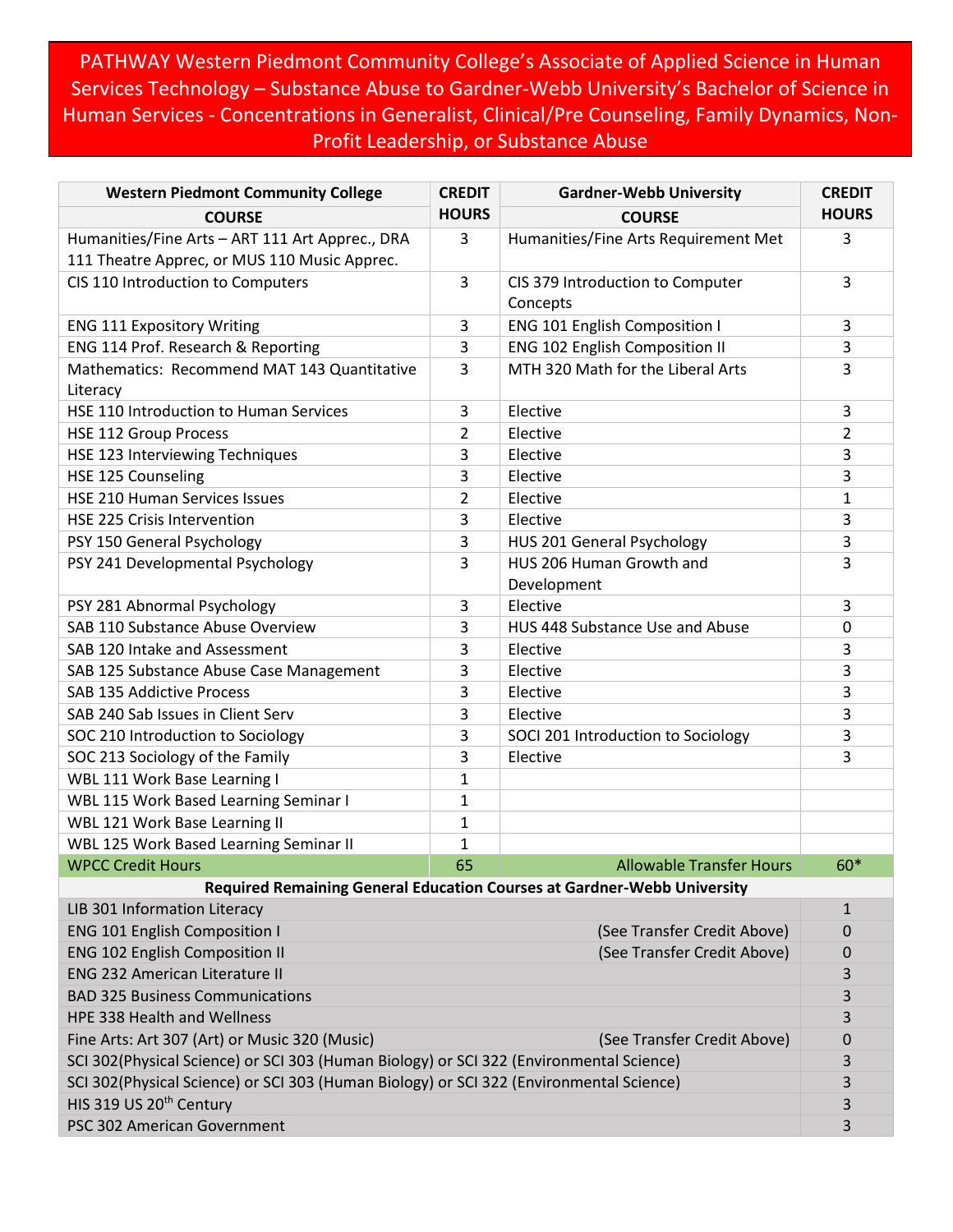# PATHWAY Western Piedmont Community College's Associate of Applied Science in Human Services Technology – Substance Abuse to Gardner-Webb University's Bachelor of Science in Human Services - Concentrations in Generalist, Clinical/Pre Counseling, Family Dynamics, Non-Profit Leadership, or Substance Abuse

| Western Piedmont Community College COURSE | CREDIT HOURS | Gardner-Webb University COURSE | CREDIT HOURS |
|---|---|---|---|
| Humanities/Fine Arts – ART 111 Art Apprec., DRA 111 Theatre Apprec, or MUS 110 Music Apprec. | 3 | Humanities/Fine Arts Requirement Met | 3 |
| CIS 110 Introduction to Computers | 3 | CIS 379 Introduction to Computer Concepts | 3 |
| ENG 111 Expository Writing | 3 | ENG 101 English Composition I | 3 |
| ENG 114 Prof. Research & Reporting | 3 | ENG 102 English Composition II | 3 |
| Mathematics: Recommend MAT 143 Quantitative Literacy | 3 | MTH 320 Math for the Liberal Arts | 3 |
| HSE 110 Introduction to Human Services | 3 | Elective | 3 |
| HSE 112 Group Process | 2 | Elective | 2 |
| HSE 123 Interviewing Techniques | 3 | Elective | 3 |
| HSE 125 Counseling | 3 | Elective | 3 |
| HSE 210 Human Services Issues | 2 | Elective | 1 |
| HSE 225 Crisis Intervention | 3 | Elective | 3 |
| PSY 150 General Psychology | 3 | HUS 201 General Psychology | 3 |
| PSY 241 Developmental Psychology | 3 | HUS 206 Human Growth and Development | 3 |
| PSY 281 Abnormal Psychology | 3 | Elective | 3 |
| SAB 110 Substance Abuse Overview | 3 | HUS 448 Substance Use and Abuse | 0 |
| SAB 120 Intake and Assessment | 3 | Elective | 3 |
| SAB 125 Substance Abuse Case Management | 3 | Elective | 3 |
| SAB 135 Addictive Process | 3 | Elective | 3 |
| SAB 240 Sab Issues in Client Serv | 3 | Elective | 3 |
| SOC 210 Introduction to Sociology | 3 | SOCI 201 Introduction to Sociology | 3 |
| SOC 213 Sociology of the Family | 3 | Elective | 3 |
| WBL 111 Work Base Learning I | 1 | | |
| WBL 115 Work Based Learning Seminar I | 1 | | |
| WBL 121 Work Base Learning II | 1 | | |
| WBL 125 Work Based Learning Seminar II | 1 | | |
| WPCC Credit Hours | 65 | Allowable Transfer Hours | 60* |

**Required Remaining General Education Courses at Gardner-Webb University**

| Course | | Credit Hours |
|---|---|---|
| LIB 301 Information Literacy | | 1 |
| ENG 101 English Composition I | (See Transfer Credit Above) | 0 |
| ENG 102 English Composition II | (See Transfer Credit Above) | 0 |
| ENG 232 American Literature II | | 3 |
| BAD 325 Business Communications | | 3 |
| HPE 338 Health and Wellness | | 3 |
| Fine Arts: Art 307 (Art) or Music 320 (Music) | (See Transfer Credit Above) | 0 |
| SCI 302(Physical Science) or SCI 303 (Human Biology) or SCI 322 (Environmental Science) | | 3 |
| SCI 302(Physical Science) or SCI 303 (Human Biology) or SCI 322 (Environmental Science) | | 3 |
| HIS 319 US 20th Century | | 3 |
| PSC 302 American Government | | 3 |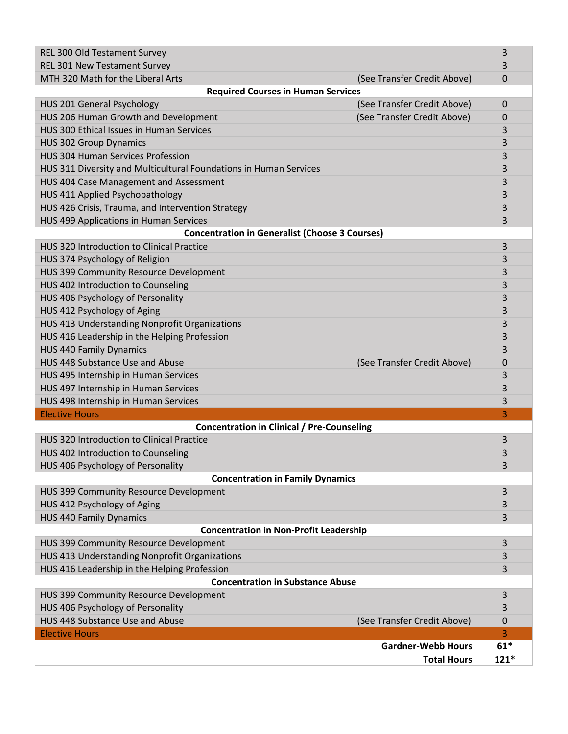| Course | Note | Hours |
|---|---|---|
| REL 300 Old Testament Survey | | 3 |
| REL 301 New Testament Survey | | 3 |
| MTH 320 Math for the Liberal Arts | (See Transfer Credit Above) | 0 |
| **Required Courses in Human Services** | | |
| HUS 201 General Psychology | (See Transfer Credit Above) | 0 |
| HUS 206 Human Growth and Development | (See Transfer Credit Above) | 0 |
| HUS 300 Ethical Issues in Human Services | | 3 |
| HUS 302 Group Dynamics | | 3 |
| HUS 304 Human Services Profession | | 3 |
| HUS 311 Diversity and Multicultural Foundations in Human Services | | 3 |
| HUS 404 Case Management and Assessment | | 3 |
| HUS 411 Applied Psychopathology | | 3 |
| HUS 426 Crisis, Trauma, and Intervention Strategy | | 3 |
| HUS 499 Applications in Human Services | | 3 |
| **Concentration in Generalist (Choose 3 Courses)** | | |
| HUS 320 Introduction to Clinical Practice | | 3 |
| HUS 374 Psychology of Religion | | 3 |
| HUS 399 Community Resource Development | | 3 |
| HUS 402 Introduction to Counseling | | 3 |
| HUS 406 Psychology of Personality | | 3 |
| HUS 412 Psychology of Aging | | 3 |
| HUS 413 Understanding Nonprofit Organizations | | 3 |
| HUS 416 Leadership in the Helping Profession | | 3 |
| HUS 440 Family Dynamics | | 3 |
| HUS 448 Substance Use and Abuse | (See Transfer Credit Above) | 0 |
| HUS 495 Internship in Human Services | | 3 |
| HUS 497 Internship in Human Services | | 3 |
| HUS 498 Internship in Human Services | | 3 |
| Elective Hours | | 3 |
| **Concentration in Clinical / Pre-Counseling** | | |
| HUS 320 Introduction to Clinical Practice | | 3 |
| HUS 402 Introduction to Counseling | | 3 |
| HUS 406 Psychology of Personality | | 3 |
| **Concentration in Family Dynamics** | | |
| HUS 399 Community Resource Development | | 3 |
| HUS 412 Psychology of Aging | | 3 |
| HUS 440 Family Dynamics | | 3 |
| **Concentration in Non-Profit Leadership** | | |
| HUS 399 Community Resource Development | | 3 |
| HUS 413 Understanding Nonprofit Organizations | | 3 |
| HUS 416 Leadership in the Helping Profession | | 3 |
| **Concentration in Substance Abuse** | | |
| HUS 399 Community Resource Development | | 3 |
| HUS 406 Psychology of Personality | | 3 |
| HUS 448 Substance Use and Abuse | (See Transfer Credit Above) | 0 |
| Elective Hours | | 3 |
| | **Gardner-Webb Hours** | **61*** |
| | **Total Hours** | **121*** |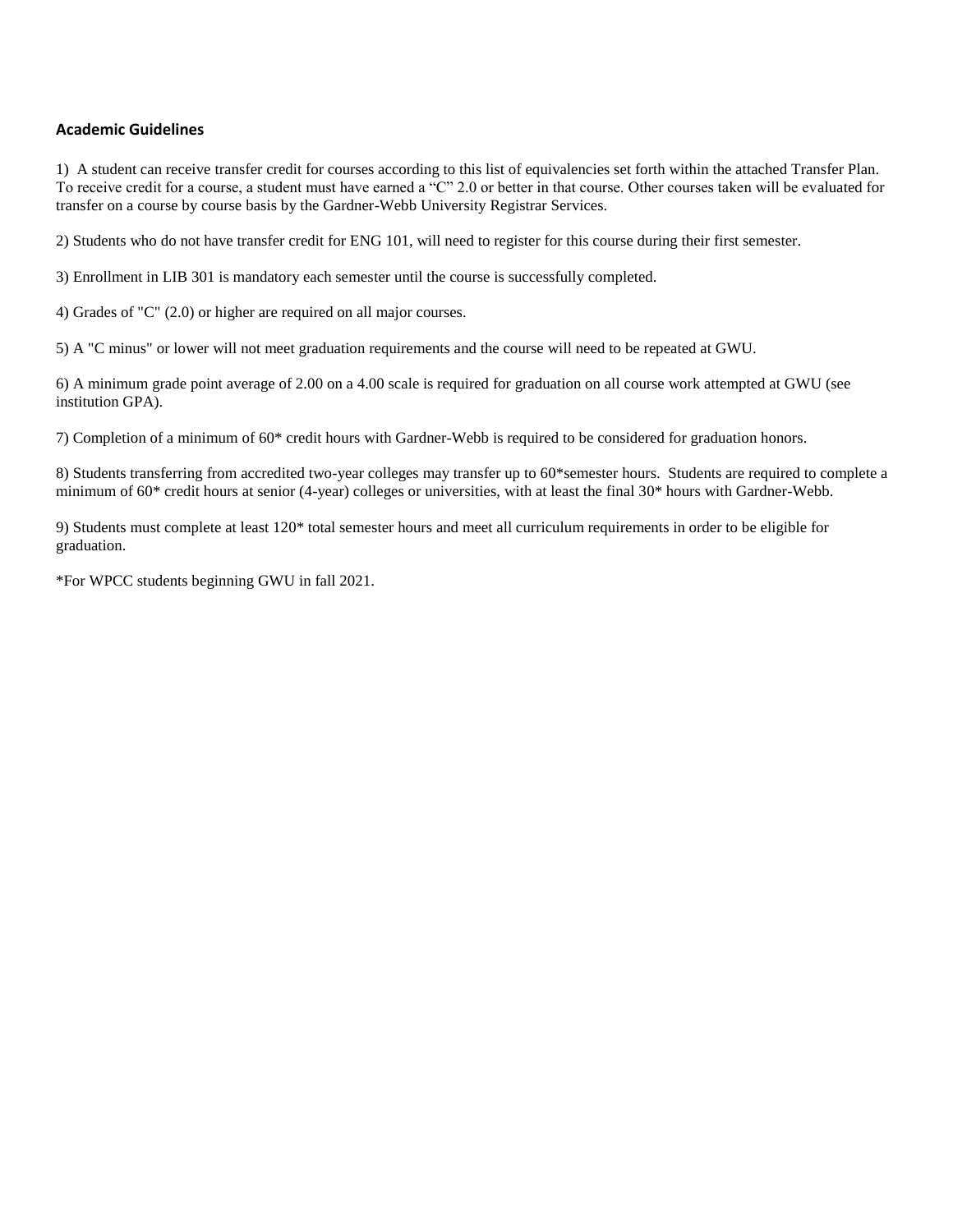## Academic Guidelines

1) A student can receive transfer credit for courses according to this list of equivalencies set forth within the attached Transfer Plan. To receive credit for a course, a student must have earned a "C" 2.0 or better in that course. Other courses taken will be evaluated for transfer on a course by course basis by the Gardner-Webb University Registrar Services.

2) Students who do not have transfer credit for ENG 101, will need to register for this course during their first semester.

3) Enrollment in LIB 301 is mandatory each semester until the course is successfully completed.

4) Grades of "C" (2.0) or higher are required on all major courses.

5) A "C minus" or lower will not meet graduation requirements and the course will need to be repeated at GWU.

6) A minimum grade point average of 2.00 on a 4.00 scale is required for graduation on all course work attempted at GWU (see institution GPA).

7) Completion of a minimum of 60* credit hours with Gardner-Webb is required to be considered for graduation honors.

8) Students transferring from accredited two-year colleges may transfer up to 60*semester hours. Students are required to complete a minimum of 60* credit hours at senior (4-year) colleges or universities, with at least the final 30* hours with Gardner-Webb.

9) Students must complete at least 120* total semester hours and meet all curriculum requirements in order to be eligible for graduation.

*For WPCC students beginning GWU in fall 2021.